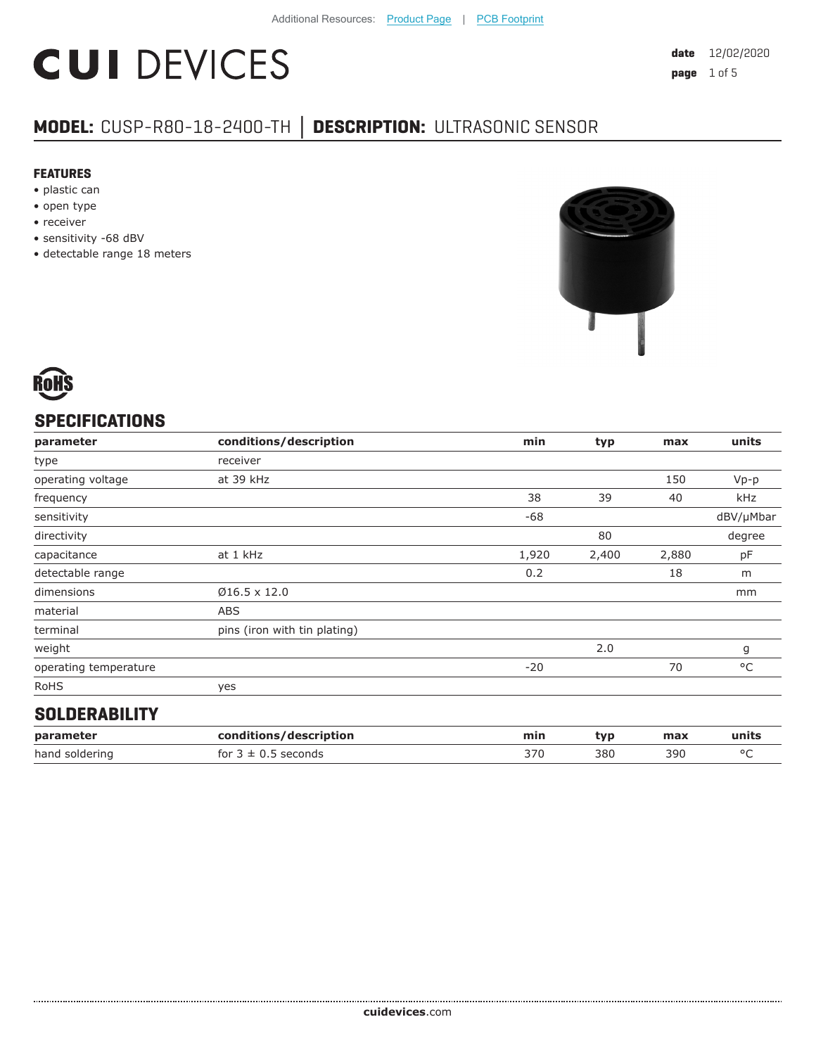Additional Resources: Product Page | PCB Footprint

# CUI DEVICES

**date** 12/02/2020

## MODEL: CUSP-R80-18-2400-TH | DESCRIPTION: ULTRASONIC SENSOR

### FEATURES

- plastic can
- open type
- receiver
- sensitivity -68 dBV
- detectable range 18 meters

RoHS

## SPECIFICATIONS

| parameter | conditions/description | min | typ | max | units |
|---|---|---|---|---|---|
| type | receiver | | | | |
| operating voltage | at 39 kHz | | | 150 | Vp-p |
| frequency | | 38 | 39 | 40 | kHz |
| sensitivity | | -68 | | | dBV/μMbar |
| directivity | | | 80 | | degree |
| capacitance | at 1 kHz | 1,920 | 2,400 | 2,880 | pF |
| detectable range | | 0.2 | | 18 | m |
| dimensions | Ø16.5 x 12.0 | | | | mm |
| material | ABS | | | | |
| terminal | pins (iron with tin plating) | | | | |
| weight | | | 2.0 | | g |
| operating temperature | | -20 | | 70 | °C |
| RoHS | yes | | | | |

## SOLDERABILITY

| parameter | conditions/description | min | typ | max | units |
|---|---|---|---|---|---|
| hand soldering | for 3 ± 0.5 seconds | 370 | 380 | 390 | °C |

**cuidevices**.com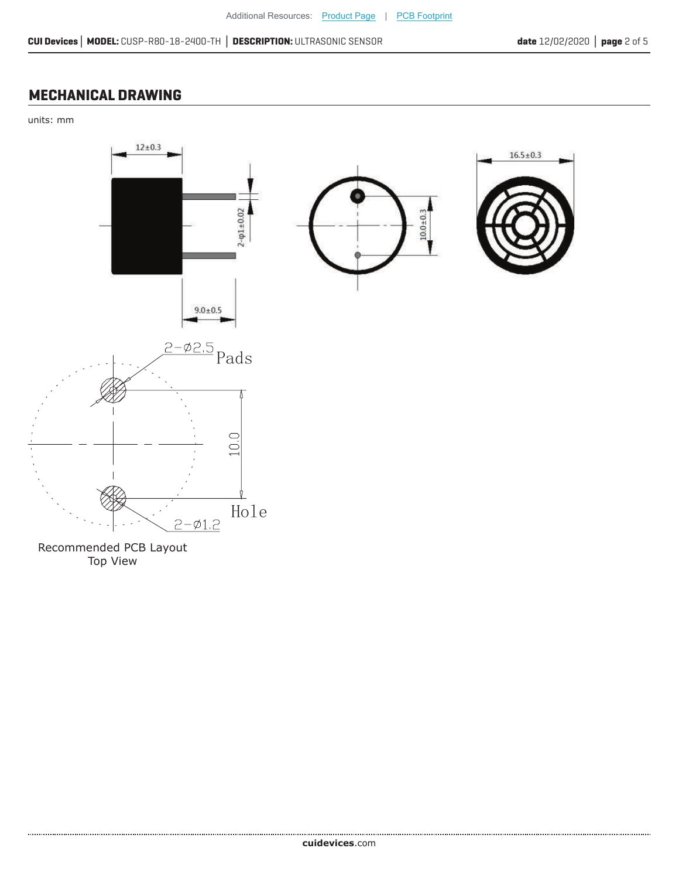## MECHANICAL DRAWING

units: mm

12±0.3

2-φ1±0.02

9.0±0.5

10.0±0.3

16.5±0.3

2-Ø2.5 Pads

10.0

Hole

2-Ø1.2

Recommended PCB Layout
Top View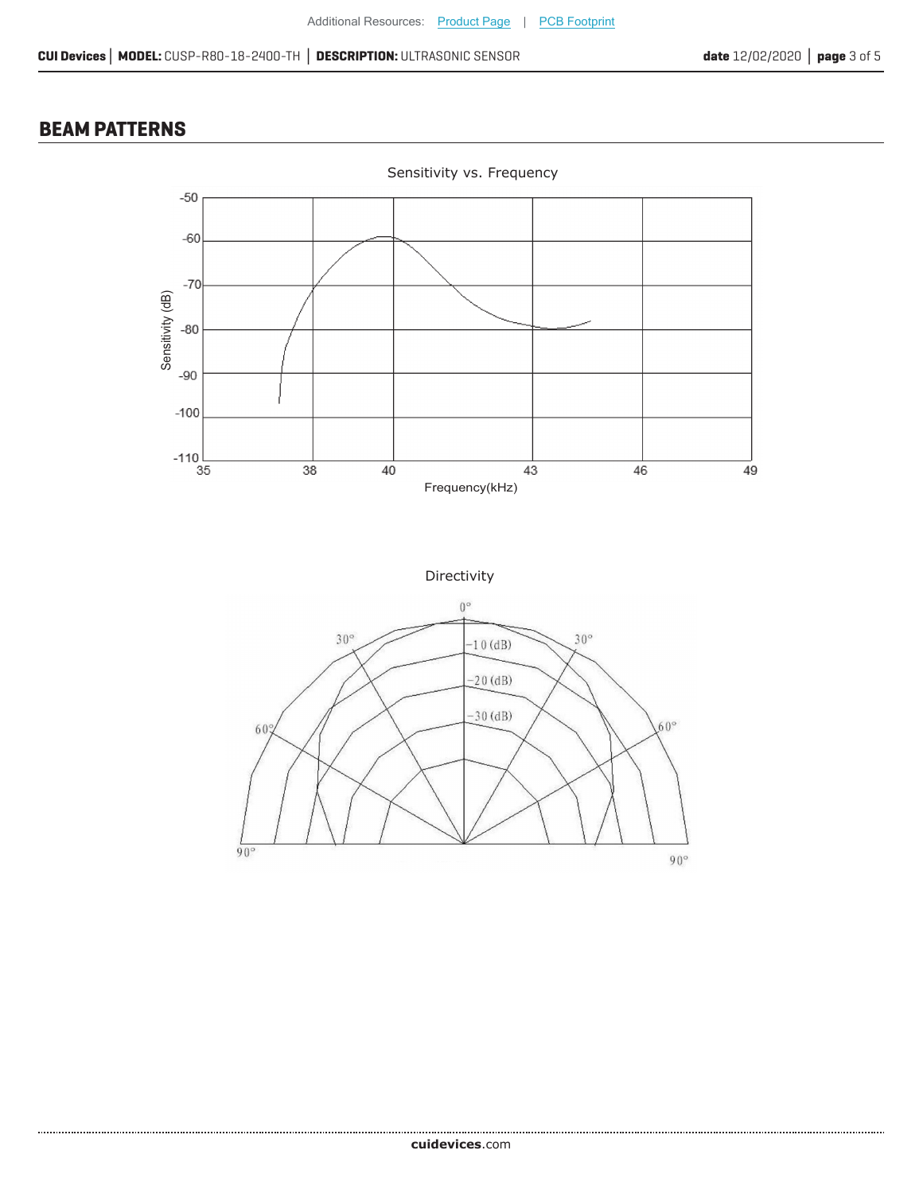## BEAM PATTERNS

Sensitivity vs. Frequency

Directivity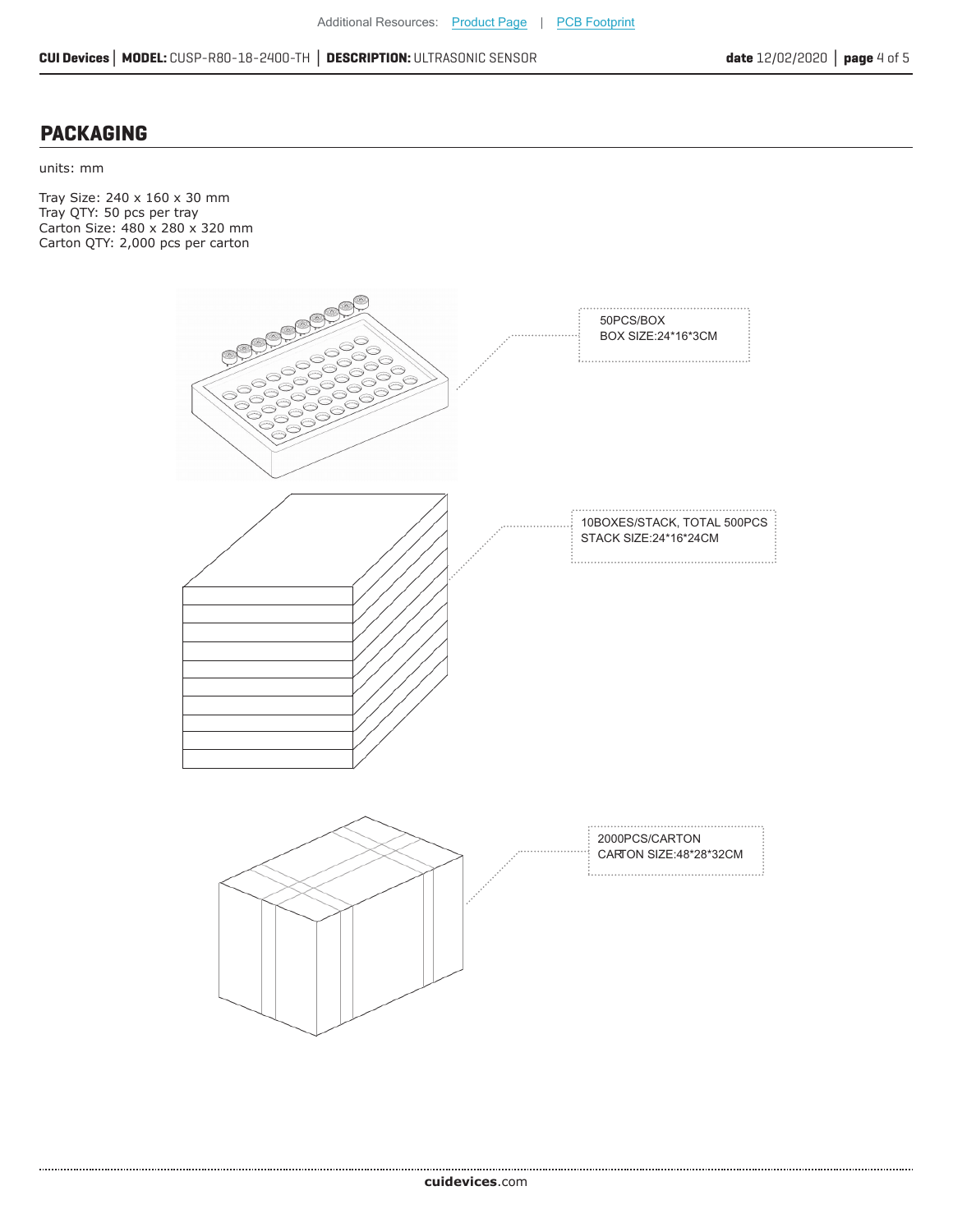## PACKAGING

units: mm

Tray Size: 240 x 160 x 30 mm
Tray QTY: 50 pcs per tray
Carton Size: 480 x 280 x 320 mm
Carton QTY: 2,000 pcs per carton

50PCS/BOX
BOX SIZE:24*16*3CM

10BOXES/STACK, TOTAL 500PCS
STACK SIZE:24*16*24CM

2000PCS/CARTON
CARTON SIZE:48*28*32CM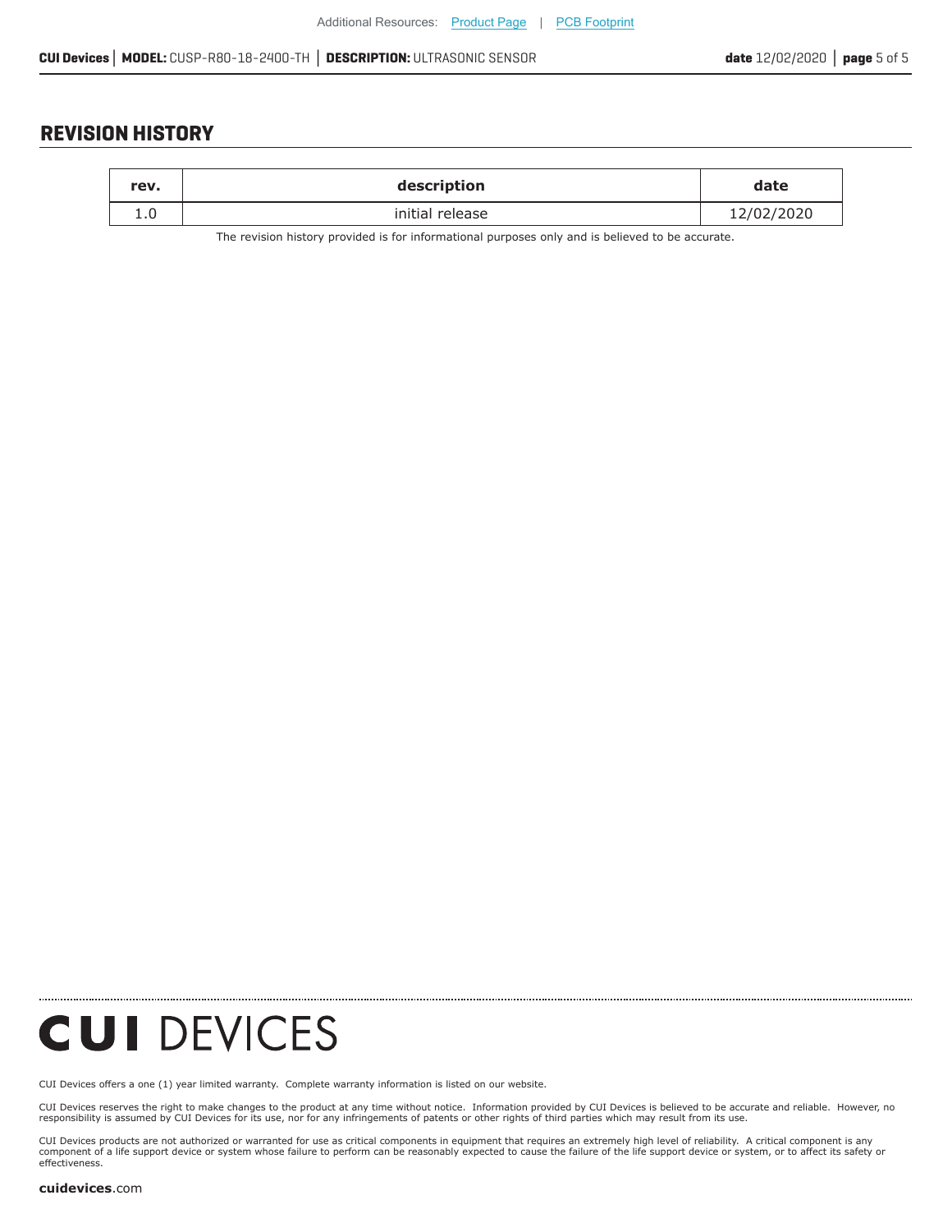## REVISION HISTORY

| rev. | description | date |
|---|---|---|
| 1.0 | initial release | 12/02/2020 |

The revision history provided is for informational purposes only and is believed to be accurate.

CUI DEVICES

CUI Devices offers a one (1) year limited warranty. Complete warranty information is listed on our website.

CUI Devices reserves the right to make changes to the product at any time without notice. Information provided by CUI Devices is believed to be accurate and reliable. However, no responsibility is assumed by CUI Devices for its use, nor for any infringements of patents or other rights of third parties which may result from its use.

CUI Devices products are not authorized or warranted for use as critical components in equipment that requires an extremely high level of reliability. A critical component is any component of a life support device or system whose failure to perform can be reasonably expected to cause the failure of the life support device or system, or to affect its safety or effectiveness.

**cuidevices**.com